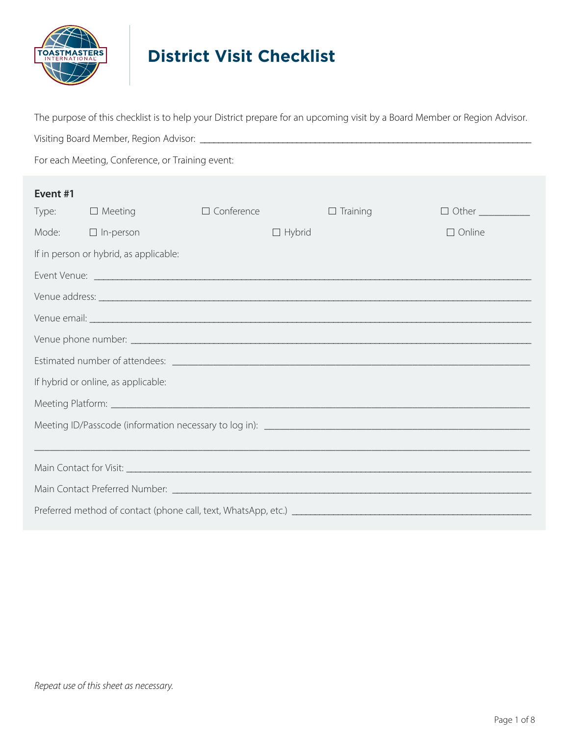# District Visit Checklist

The purpose of this checklist is to help your District prepare for an upcoming visit by a Board Member or Region Advisor.

Visiting Board Member, Region Advisor: ______________________________________________

For each Meeting, Conference, or Training event:

**Event #1**

Type: ☐ Meeting ☐ Conference ☐ Training ☐ Other __________

Mode: ☐ In-person ☐ Hybrid ☐ Online

If in person or hybrid, as applicable:

Event Venue: ______________________________________________

Venue address: ______________________________________________

Venue email: ______________________________________________

Venue phone number: ______________________________________________

Estimated number of attendees: ______________________________________________

If hybrid or online, as applicable:

Meeting Platform: ______________________________________________

Meeting ID/Passcode (information necessary to log in): ______________________________________________

______________________________________________

Main Contact for Visit: ______________________________________________

Main Contact Preferred Number: ______________________________________________

Preferred method of contact (phone call, text, WhatsApp, etc.) ______________________________________________

*Repeat use of this sheet as necessary.*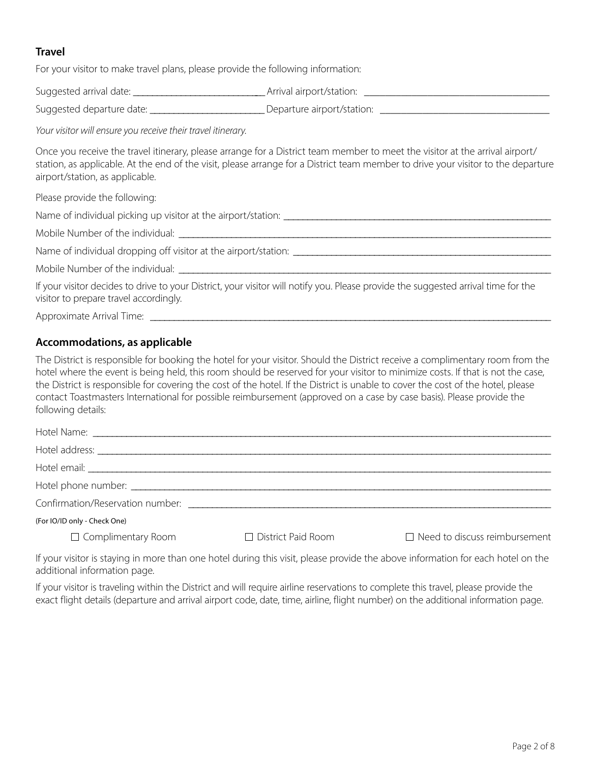## Travel

For your visitor to make travel plans, please provide the following information:

Suggested arrival date: ___________________________ Arrival airport/station: ______________________________________

Suggested departure date: ________________________ Departure airport/station: ___________________________________

*Your visitor will ensure you receive their travel itinerary.*

Once you receive the travel itinerary, please arrange for a District team member to meet the visitor at the arrival airport/station, as applicable. At the end of the visit, please arrange for a District team member to drive your visitor to the departure airport/station, as applicable.

Please provide the following:

Name of individual picking up visitor at the airport/station: _________________________________________________________

Mobile Number of the individual: _________________________________________________________________________________

Name of individual dropping off visitor at the airport/station: _________________________________________________________

Mobile Number of the individual: _________________________________________________________________________________

If your visitor decides to drive to your District, your visitor will notify you. Please provide the suggested arrival time for the visitor to prepare travel accordingly.

Approximate Arrival Time: ______________________________________________________________________________________

## Accommodations, as applicable

The District is responsible for booking the hotel for your visitor. Should the District receive a complimentary room from the hotel where the event is being held, this room should be reserved for your visitor to minimize costs. If that is not the case, the District is responsible for covering the cost of the hotel. If the District is unable to cover the cost of the hotel, please contact Toastmasters International for possible reimbursement (approved on a case by case basis). Please provide the following details:

Hotel Name: ___________________________________________________________________________________________________

Hotel address: _________________________________________________________________________________________________

Hotel email: ___________________________________________________________________________________________________

Hotel phone number: ___________________________________________________________________________________________

Confirmation/Reservation number: _______________________________________________________________________________

(For IO/ID only - Check One)

☐ Complimentary Room ☐ District Paid Room ☐ Need to discuss reimbursement

If your visitor is staying in more than one hotel during this visit, please provide the above information for each hotel on the additional information page.

If your visitor is traveling within the District and will require airline reservations to complete this travel, please provide the exact flight details (departure and arrival airport code, date, time, airline, flight number) on the additional information page.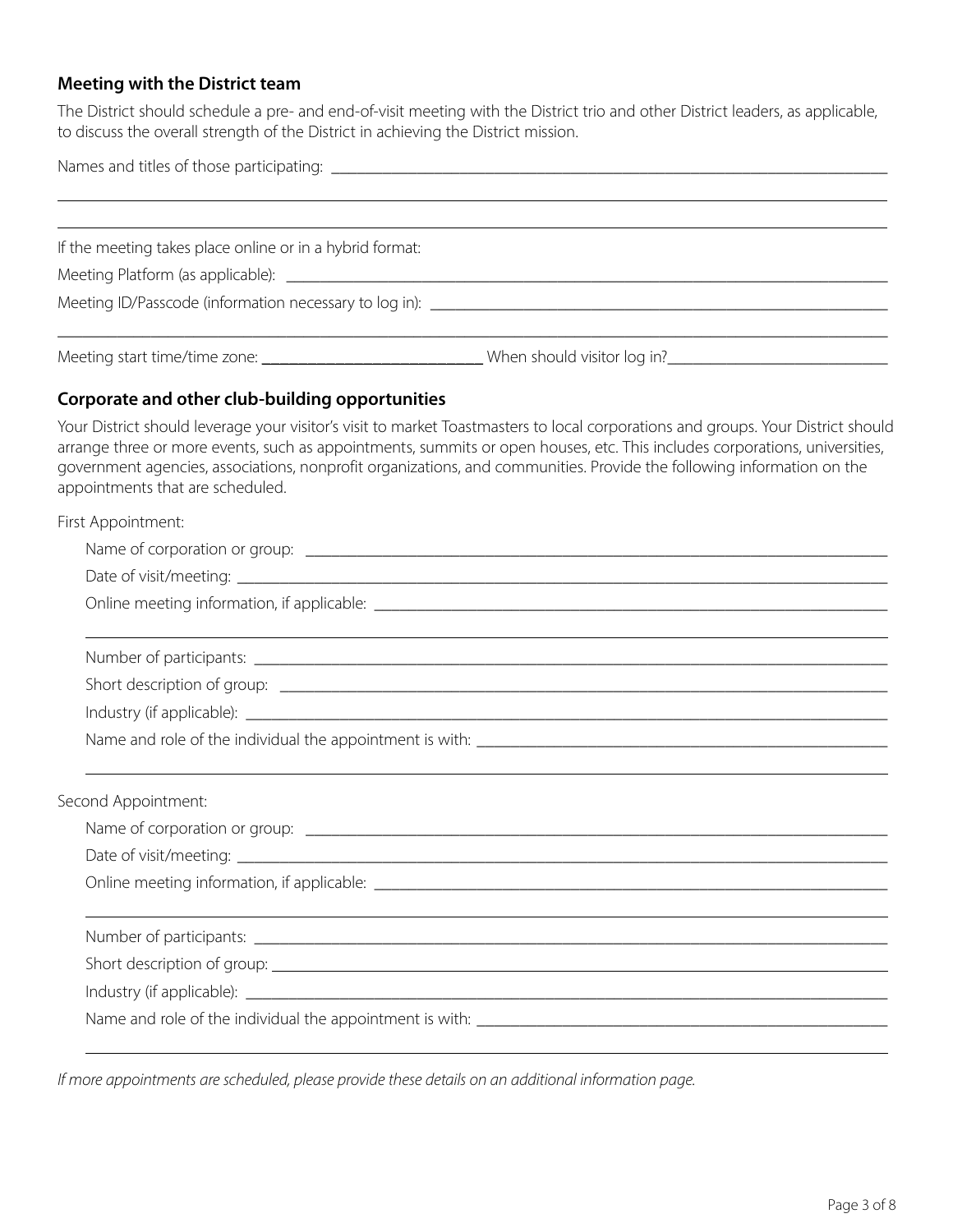## Meeting with the District team

The District should schedule a pre- and end-of-visit meeting with the District trio and other District leaders, as applicable, to discuss the overall strength of the District in achieving the District mission.

Names and titles of those participating: ____________________________________________

____________________________________________

____________________________________________

If the meeting takes place online or in a hybrid format:

Meeting Platform (as applicable): ____________________________________________

Meeting ID/Passcode (information necessary to log in): ____________________________________________

____________________________________________

Meeting start time/time zone: ____________________ When should visitor log in?____________________

## Corporate and other club-building opportunities

Your District should leverage your visitor's visit to market Toastmasters to local corporations and groups. Your District should arrange three or more events, such as appointments, summits or open houses, etc. This includes corporations, universities, government agencies, associations, nonprofit organizations, and communities. Provide the following information on the appointments that are scheduled.

First Appointment:

Name of corporation or group: ____________________________________________

Date of visit/meeting: ____________________________________________

Online meeting information, if applicable: ____________________________________________

____________________________________________

Number of participants: ____________________________________________

Short description of group: ____________________________________________

Industry (if applicable): ____________________________________________

Name and role of the individual the appointment is with: ____________________________________________

____________________________________________

Second Appointment:

Name of corporation or group: ____________________________________________

Date of visit/meeting: ____________________________________________

Online meeting information, if applicable: ____________________________________________

____________________________________________

Number of participants: ____________________________________________

Short description of group: ____________________________________________

Industry (if applicable): ____________________________________________

Name and role of the individual the appointment is with: ____________________________________________

____________________________________________

*If more appointments are scheduled, please provide these details on an additional information page.*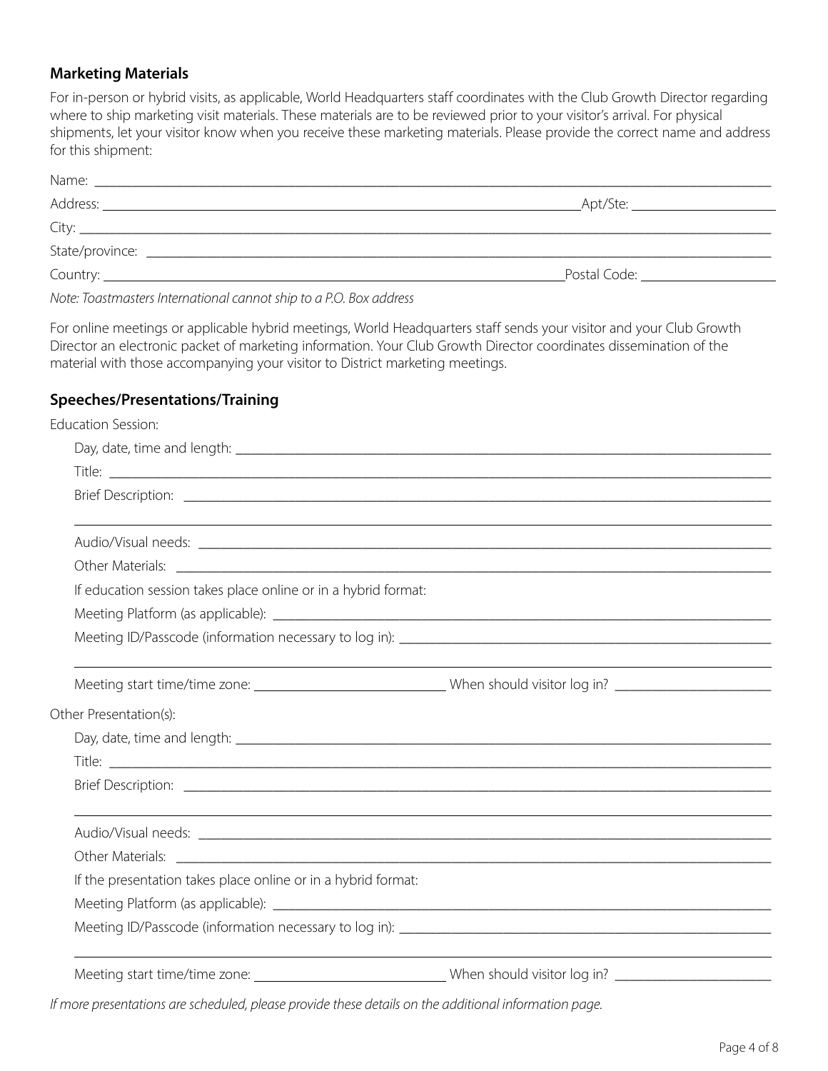## Marketing Materials

For in-person or hybrid visits, as applicable, World Headquarters staff coordinates with the Club Growth Director regarding where to ship marketing visit materials. These materials are to be reviewed prior to your visitor's arrival. For physical shipments, let your visitor know when you receive these marketing materials. Please provide the correct name and address for this shipment:

Name: ____________________________________________

Address: ____________________________________________ Apt/Ste: ____________________

City: ____________________________________________

State/province: ____________________________________________

Country: ____________________________________________ Postal Code: ____________________

*Note: Toastmasters International cannot ship to a P.O. Box address*

For online meetings or applicable hybrid meetings, World Headquarters staff sends your visitor and your Club Growth Director an electronic packet of marketing information. Your Club Growth Director coordinates dissemination of the material with those accompanying your visitor to District marketing meetings.

## Speeches/Presentations/Training

Education Session:

Day, date, time and length: ____________________________________________

Title: ____________________________________________

Brief Description: ____________________________________________

____________________________________________

Audio/Visual needs: ____________________________________________

Other Materials: ____________________________________________

If education session takes place online or in a hybrid format:

Meeting Platform (as applicable): ____________________________________________

Meeting ID/Passcode (information necessary to log in): ____________________________________________

____________________________________________

Meeting start time/time zone: ____________________ When should visitor log in? ____________________

Other Presentation(s):

Day, date, time and length: ____________________________________________

Title: ____________________________________________

Brief Description: ____________________________________________

____________________________________________

Audio/Visual needs: ____________________________________________

Other Materials: ____________________________________________

If the presentation takes place online or in a hybrid format:

Meeting Platform (as applicable): ____________________________________________

Meeting ID/Passcode (information necessary to log in): ____________________________________________

____________________________________________

Meeting start time/time zone: ____________________ When should visitor log in? ____________________

*If more presentations are scheduled, please provide these details on the additional information page.*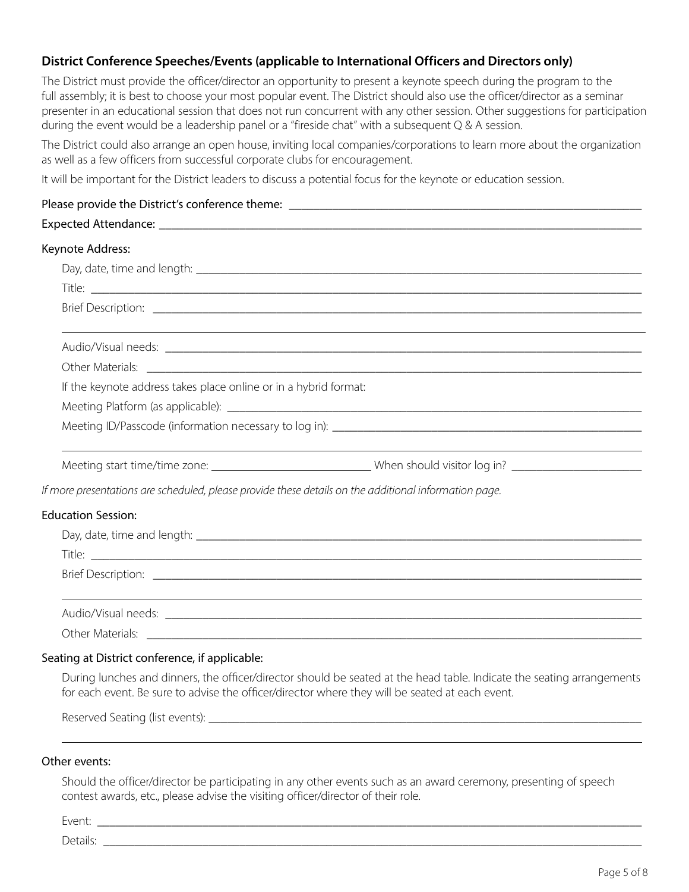## District Conference Speeches/Events (applicable to International Officers and Directors only)

The District must provide the officer/director an opportunity to present a keynote speech during the program to the full assembly; it is best to choose your most popular event. The District should also use the officer/director as a seminar presenter in an educational session that does not run concurrent with any other session. Other suggestions for participation during the event would be a leadership panel or a "fireside chat" with a subsequent Q & A session.

The District could also arrange an open house, inviting local companies/corporations to learn more about the organization as well as a few officers from successful corporate clubs for encouragement.

It will be important for the District leaders to discuss a potential focus for the keynote or education session.

Please provide the District's conference theme: ______________________________

Expected Attendance: ______________________________

### Keynote Address:

Day, date, time and length: ______________________________

Title: ______________________________

Brief Description: ______________________________

______________________________

Audio/Visual needs: ______________________________

Other Materials: ______________________________

If the keynote address takes place online or in a hybrid format:

Meeting Platform (as applicable): ______________________________

Meeting ID/Passcode (information necessary to log in): ______________________________

______________________________

Meeting start time/time zone: ______________ When should visitor log in? ______________

*If more presentations are scheduled, please provide these details on the additional information page.*

### Education Session:

Day, date, time and length: ______________________________

Title: ______________________________

Brief Description: ______________________________

______________________________

Audio/Visual needs: ______________________________

Other Materials: ______________________________

### Seating at District conference, if applicable:

During lunches and dinners, the officer/director should be seated at the head table. Indicate the seating arrangements for each event. Be sure to advise the officer/director where they will be seated at each event.

Reserved Seating (list events): ______________________________

______________________________

### Other events:

Should the officer/director be participating in any other events such as an award ceremony, presenting of speech contest awards, etc., please advise the visiting officer/director of their role.

Event: ______________________________

Details: ______________________________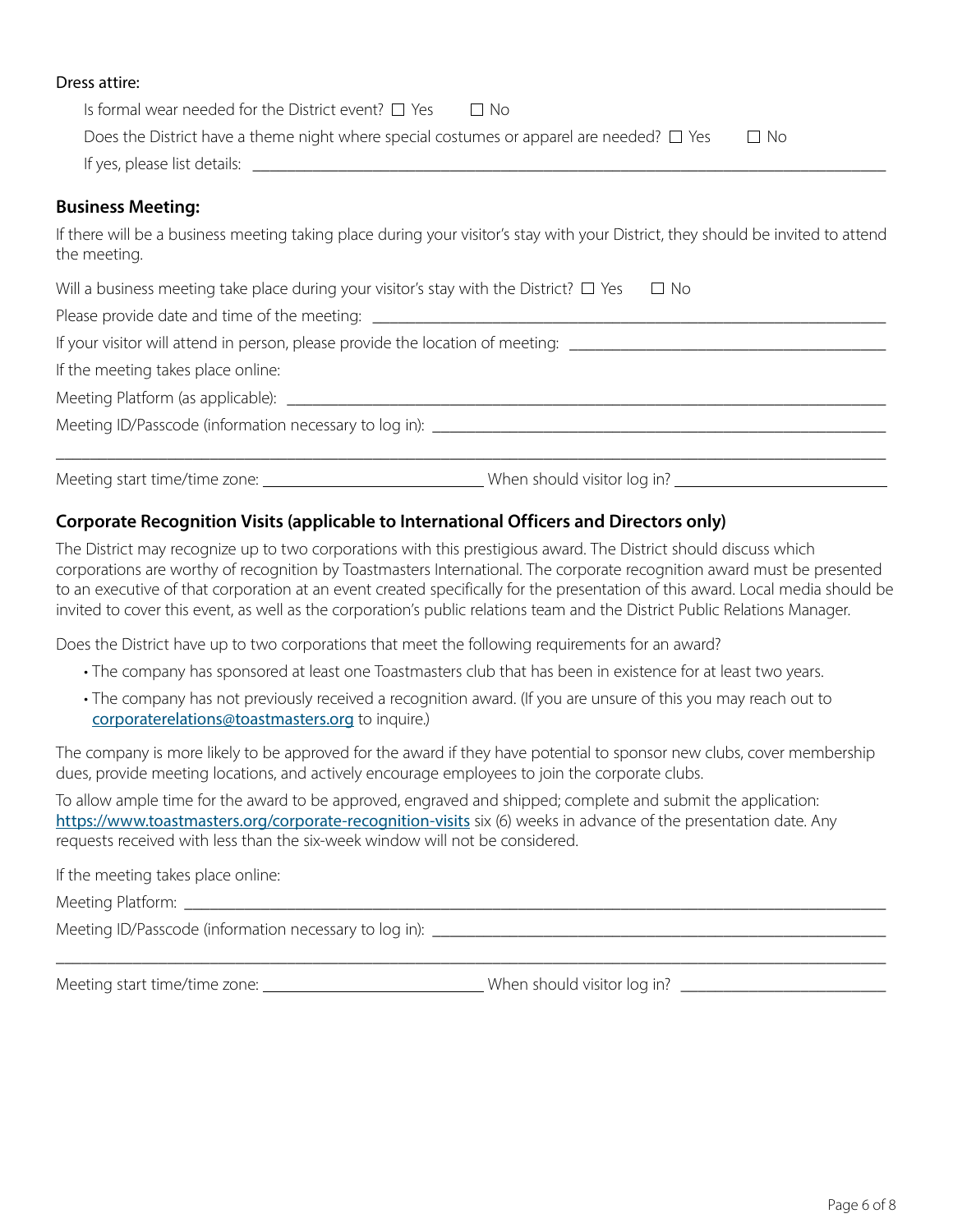Dress attire:

Is formal wear needed for the District event? ☐ Yes ☐ No

Does the District have a theme night where special costumes or apparel are needed? ☐ Yes ☐ No

If yes, please list details: ______________________________________________

### Business Meeting:

If there will be a business meeting taking place during your visitor's stay with your District, they should be invited to attend the meeting.

Will a business meeting take place during your visitor's stay with the District? ☐ Yes ☐ No

Please provide date and time of the meeting: ______________________________________________

If your visitor will attend in person, please provide the location of meeting: ______________________________

If the meeting takes place online:

Meeting Platform (as applicable): ______________________________________________

Meeting ID/Passcode (information necessary to log in): ______________________________________________

______________________________________________________________________________

Meeting start time/time zone: ____________________ When should visitor log in? ____________________

### Corporate Recognition Visits (applicable to International Officers and Directors only)

The District may recognize up to two corporations with this prestigious award. The District should discuss which corporations are worthy of recognition by Toastmasters International. The corporate recognition award must be presented to an executive of that corporation at an event created specifically for the presentation of this award. Local media should be invited to cover this event, as well as the corporation's public relations team and the District Public Relations Manager.

Does the District have up to two corporations that meet the following requirements for an award?

- The company has sponsored at least one Toastmasters club that has been in existence for at least two years.
- The company has not previously received a recognition award. (If you are unsure of this you may reach out to corporaterelations@toastmasters.org to inquire.)

The company is more likely to be approved for the award if they have potential to sponsor new clubs, cover membership dues, provide meeting locations, and actively encourage employees to join the corporate clubs.

To allow ample time for the award to be approved, engraved and shipped; complete and submit the application: https://www.toastmasters.org/corporate-recognition-visits six (6) weeks in advance of the presentation date. Any requests received with less than the six-week window will not be considered.

If the meeting takes place online:

Meeting Platform: ______________________________________________

Meeting ID/Passcode (information necessary to log in): ______________________________________________

______________________________________________________________________________

Meeting start time/time zone: ____________________ When should visitor log in? ____________________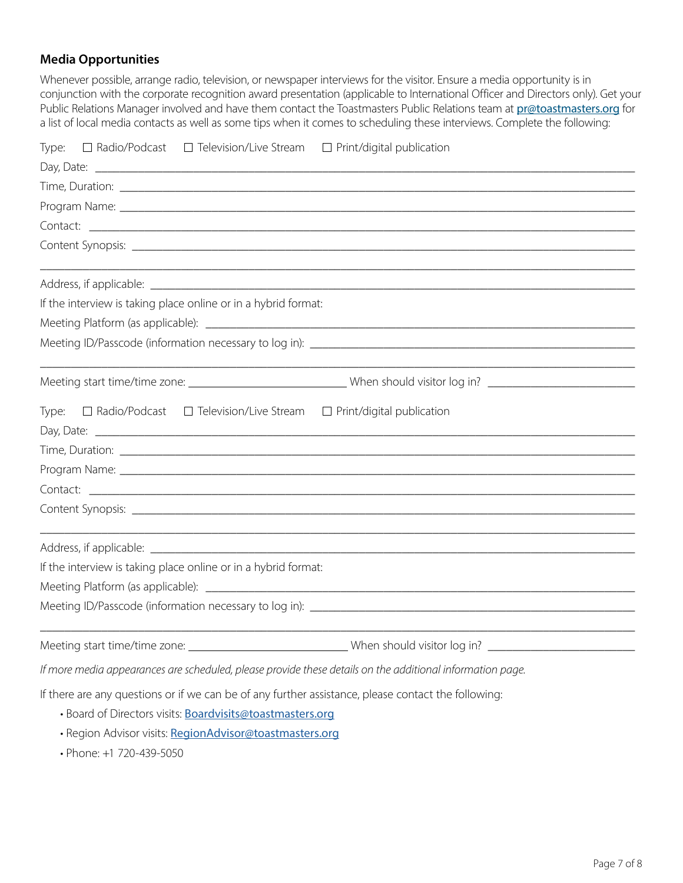## Media Opportunities

Whenever possible, arrange radio, television, or newspaper interviews for the visitor. Ensure a media opportunity is in conjunction with the corporate recognition award presentation (applicable to International Officer and Directors only). Get your Public Relations Manager involved and have them contact the Toastmasters Public Relations team at [pr@toastmasters.org](mailto:pr@toastmasters.org) for a list of local media contacts as well as some tips when it comes to scheduling these interviews. Complete the following:

Type: ☐ Radio/Podcast ☐ Television/Live Stream ☐ Print/digital publication

Day, Date: ______________________________

Time, Duration: ______________________________

Program Name: ______________________________

Contact: ______________________________

Content Synopsis: ______________________________

______________________________

Address, if applicable: ______________________________

If the interview is taking place online or in a hybrid format:

Meeting Platform (as applicable): ______________________________

Meeting ID/Passcode (information necessary to log in): ______________________________

______________________________

Meeting start time/time zone: ______________ When should visitor log in? ______________

Type: ☐ Radio/Podcast ☐ Television/Live Stream ☐ Print/digital publication

Day, Date: ______________________________

Time, Duration: ______________________________

Program Name: ______________________________

Contact: ______________________________

Content Synopsis: ______________________________

______________________________

Address, if applicable: ______________________________

If the interview is taking place online or in a hybrid format:

Meeting Platform (as applicable): ______________________________

Meeting ID/Passcode (information necessary to log in): ______________________________

______________________________

Meeting start time/time zone: ______________ When should visitor log in? ______________

*If more media appearances are scheduled, please provide these details on the additional information page.*

If there are any questions or if we can be of any further assistance, please contact the following:

- Board of Directors visits: [Boardvisits@toastmasters.org](mailto:Boardvisits@toastmasters.org)
- Region Advisor visits: [RegionAdvisor@toastmasters.org](mailto:RegionAdvisor@toastmasters.org)
- Phone: +1 720-439-5050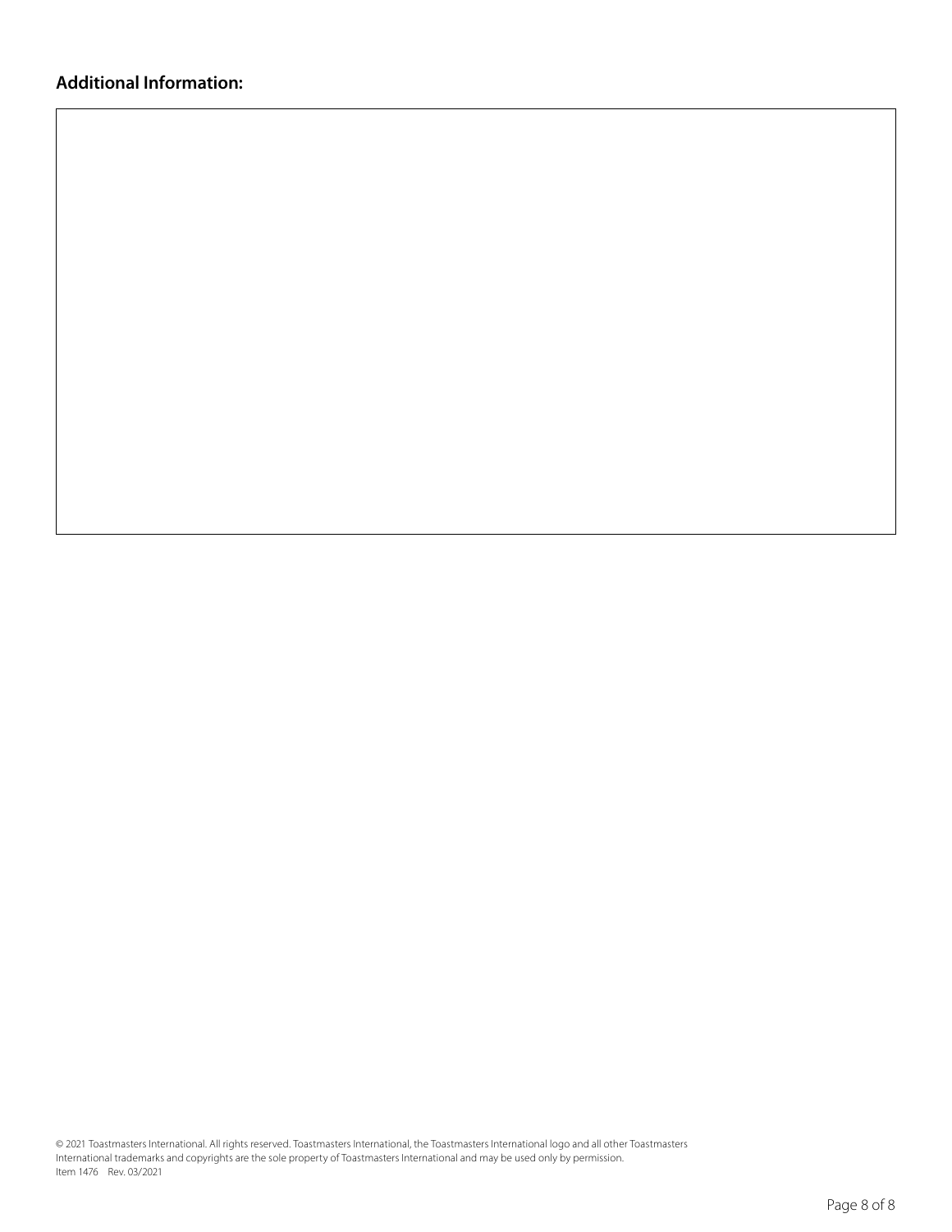## Additional Information:

© 2021 Toastmasters International. All rights reserved. Toastmasters International, the Toastmasters International logo and all other Toastmasters International trademarks and copyrights are the sole property of Toastmasters International and may be used only by permission.
Item 1476 Rev. 03/2021